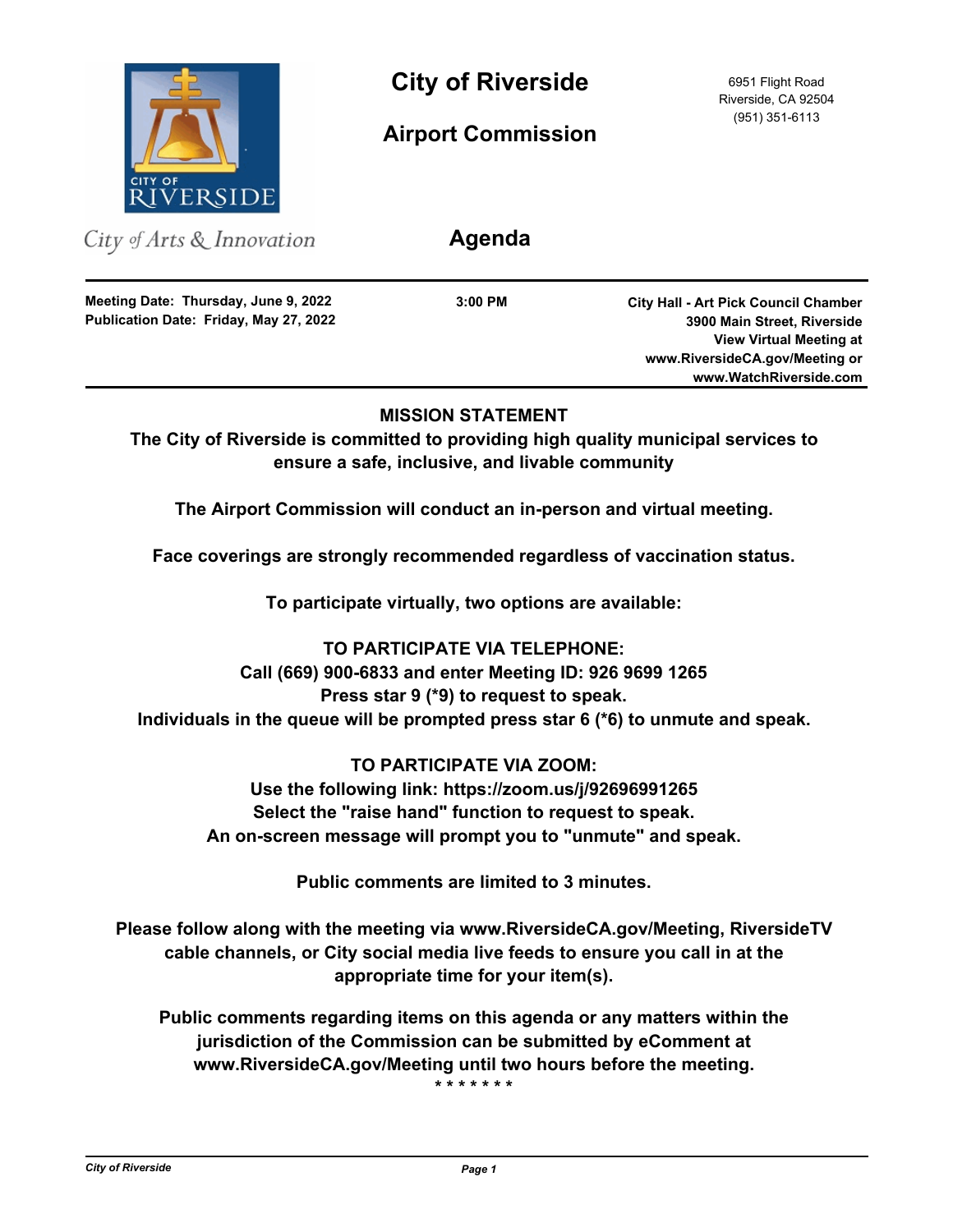# City of Riverside

## Airport Commission

6951 Flight Road
Riverside, CA 92504
(951) 351-6113

City of Arts & Innovation

## Agenda

**Meeting Date: Thursday, June 9, 2022**
**Publication Date: Friday, May 27, 2022**

**3:00 PM**

**City Hall - Art Pick Council Chamber**
**3900 Main Street, Riverside**
**View Virtual Meeting at**
**www.RiversideCA.gov/Meeting or**
**www.WatchRiverside.com**

---

**MISSION STATEMENT**

**The City of Riverside is committed to providing high quality municipal services to ensure a safe, inclusive, and livable community**

**The Airport Commission will conduct an in-person and virtual meeting.**

**Face coverings are strongly recommended regardless of vaccination status.**

**To participate virtually, two options are available:**

**TO PARTICIPATE VIA TELEPHONE:**
**Call (669) 900-6833 and enter Meeting ID: 926 9699 1265**
**Press star 9 (*9) to request to speak.**
**Individuals in the queue will be prompted press star 6 (*6) to unmute and speak.**

**TO PARTICIPATE VIA ZOOM:**
**Use the following link: https://zoom.us/j/92696991265**
**Select the "raise hand" function to request to speak.**
**An on-screen message will prompt you to "unmute" and speak.**

**Public comments are limited to 3 minutes.**

**Please follow along with the meeting via www.RiversideCA.gov/Meeting, RiversideTV cable channels, or City social media live feeds to ensure you call in at the appropriate time for your item(s).**

**Public comments regarding items on this agenda or any matters within the jurisdiction of the Commission can be submitted by eComment at www.RiversideCA.gov/Meeting until two hours before the meeting.**

**\* \* \* \* \* \* \***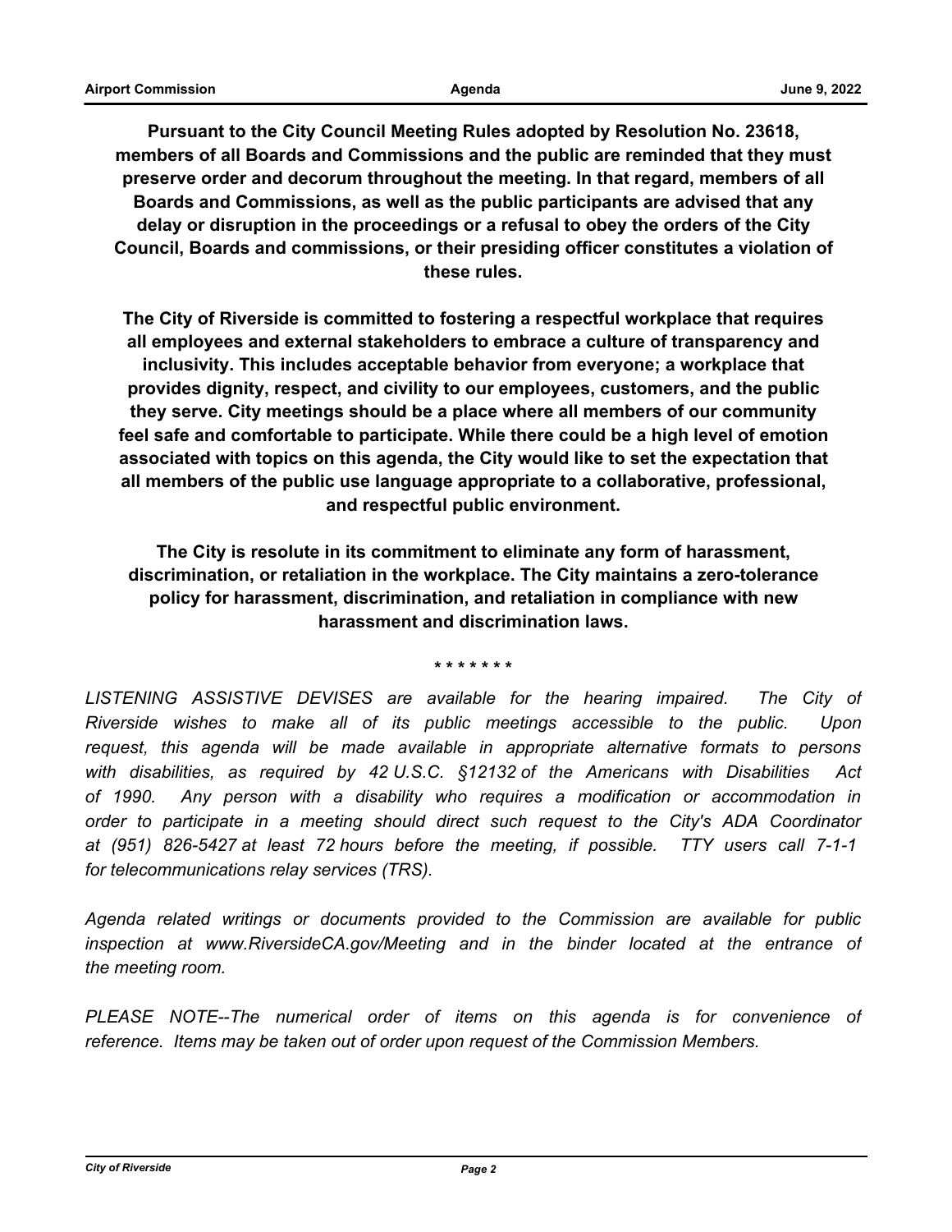**Pursuant to the City Council Meeting Rules adopted by Resolution No. 23618, members of all Boards and Commissions and the public are reminded that they must preserve order and decorum throughout the meeting. In that regard, members of all Boards and Commissions, as well as the public participants are advised that any delay or disruption in the proceedings or a refusal to obey the orders of the City Council, Boards and commissions, or their presiding officer constitutes a violation of these rules.**

**The City of Riverside is committed to fostering a respectful workplace that requires all employees and external stakeholders to embrace a culture of transparency and inclusivity. This includes acceptable behavior from everyone; a workplace that provides dignity, respect, and civility to our employees, customers, and the public they serve. City meetings should be a place where all members of our community feel safe and comfortable to participate. While there could be a high level of emotion associated with topics on this agenda, the City would like to set the expectation that all members of the public use language appropriate to a collaborative, professional, and respectful public environment.**

**The City is resolute in its commitment to eliminate any form of harassment, discrimination, or retaliation in the workplace. The City maintains a zero-tolerance policy for harassment, discrimination, and retaliation in compliance with new harassment and discrimination laws.**

\* \* \* \* \* \* \*

*LISTENING ASSISTIVE DEVISES are available for the hearing impaired. The City of Riverside wishes to make all of its public meetings accessible to the public. Upon request, this agenda will be made available in appropriate alternative formats to persons with disabilities, as required by 42 U.S.C. §12132 of the Americans with Disabilities Act of 1990. Any person with a disability who requires a modification or accommodation in order to participate in a meeting should direct such request to the City's ADA Coordinator at (951) 826-5427 at least 72 hours before the meeting, if possible. TTY users call 7-1-1 for telecommunications relay services (TRS).*

*Agenda related writings or documents provided to the Commission are available for public inspection at www.RiversideCA.gov/Meeting and in the binder located at the entrance of the meeting room.*

*PLEASE NOTE--The numerical order of items on this agenda is for convenience of reference. Items may be taken out of order upon request of the Commission Members.*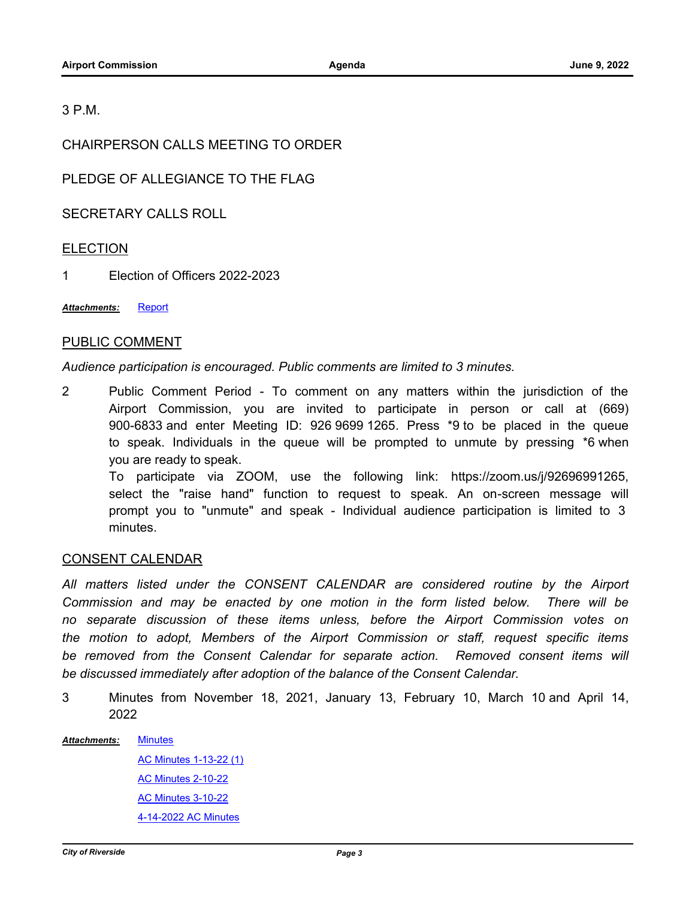3 P.M.

CHAIRPERSON CALLS MEETING TO ORDER

PLEDGE OF ALLEGIANCE TO THE FLAG

SECRETARY CALLS ROLL

## ELECTION

1 Election of Officers 2022-2023

***Attachments:*** Report

## PUBLIC COMMENT

*Audience participation is encouraged. Public comments are limited to 3 minutes.*

2 Public Comment Period - To comment on any matters within the jurisdiction of the Airport Commission, you are invited to participate in person or call at (669) 900-6833 and enter Meeting ID: 926 9699 1265. Press *9 to be placed in the queue to speak. Individuals in the queue will be prompted to unmute by pressing *6 when you are ready to speak.

To participate via ZOOM, use the following link: https://zoom.us/j/92696991265, select the "raise hand" function to request to speak. An on-screen message will prompt you to "unmute" and speak - Individual audience participation is limited to 3 minutes.

## CONSENT CALENDAR

*All matters listed under the CONSENT CALENDAR are considered routine by the Airport Commission and may be enacted by one motion in the form listed below. There will be no separate discussion of these items unless, before the Airport Commission votes on the motion to adopt, Members of the Airport Commission or staff, request specific items be removed from the Consent Calendar for separate action. Removed consent items will be discussed immediately after adoption of the balance of the Consent Calendar.*

3 Minutes from November 18, 2021, January 13, February 10, March 10 and April 14, 2022

***Attachments:*** Minutes

AC Minutes 1-13-22 (1)

AC Minutes 2-10-22

AC Minutes 3-10-22

4-14-2022 AC Minutes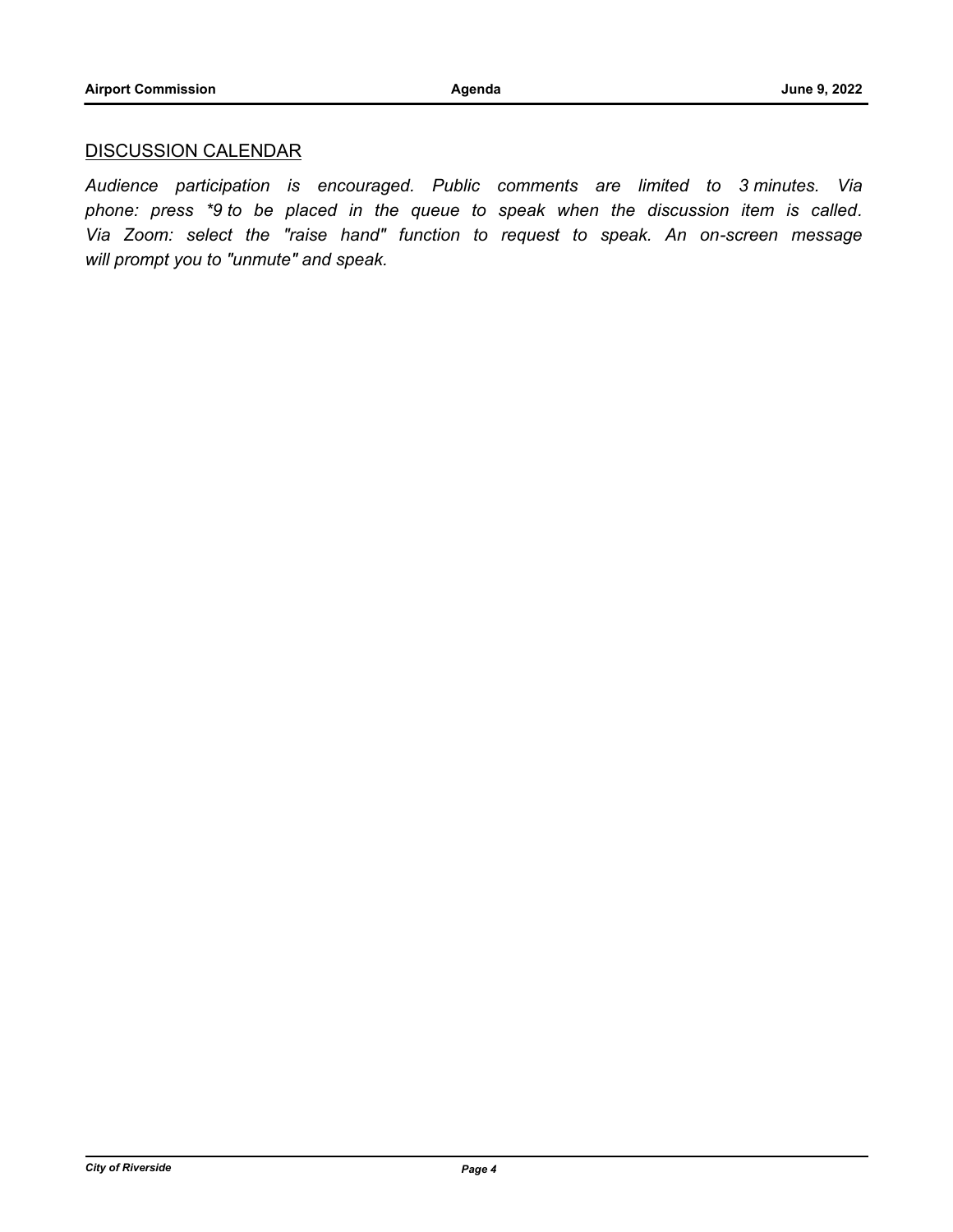## DISCUSSION CALENDAR

*Audience participation is encouraged. Public comments are limited to 3 minutes. Via phone: press *9 to be placed in the queue to speak when the discussion item is called. Via Zoom: select the "raise hand" function to request to speak. An on-screen message will prompt you to "unmute" and speak.*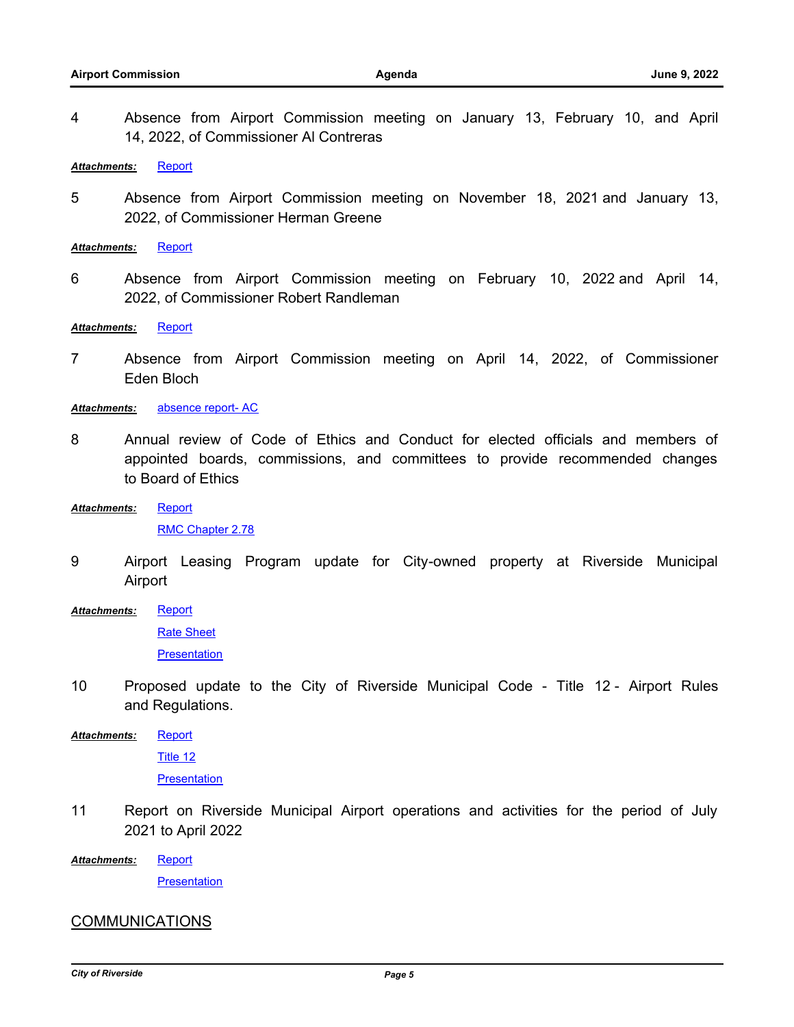4 Absence from Airport Commission meeting on January 13, February 10, and April 14, 2022, of Commissioner Al Contreras

***Attachments:*** Report

5 Absence from Airport Commission meeting on November 18, 2021 and January 13, 2022, of Commissioner Herman Greene

***Attachments:*** Report

6 Absence from Airport Commission meeting on February 10, 2022 and April 14, 2022, of Commissioner Robert Randleman

***Attachments:*** Report

7 Absence from Airport Commission meeting on April 14, 2022, of Commissioner Eden Bloch

***Attachments:*** absence report- AC

8 Annual review of Code of Ethics and Conduct for elected officials and members of appointed boards, commissions, and committees to provide recommended changes to Board of Ethics

***Attachments:*** Report
RMC Chapter 2.78

9 Airport Leasing Program update for City-owned property at Riverside Municipal Airport

***Attachments:*** Report
Rate Sheet
Presentation

10 Proposed update to the City of Riverside Municipal Code - Title 12 - Airport Rules and Regulations.

***Attachments:*** Report
Title 12
Presentation

11 Report on Riverside Municipal Airport operations and activities for the period of July 2021 to April 2022

***Attachments:*** Report
Presentation

## COMMUNICATIONS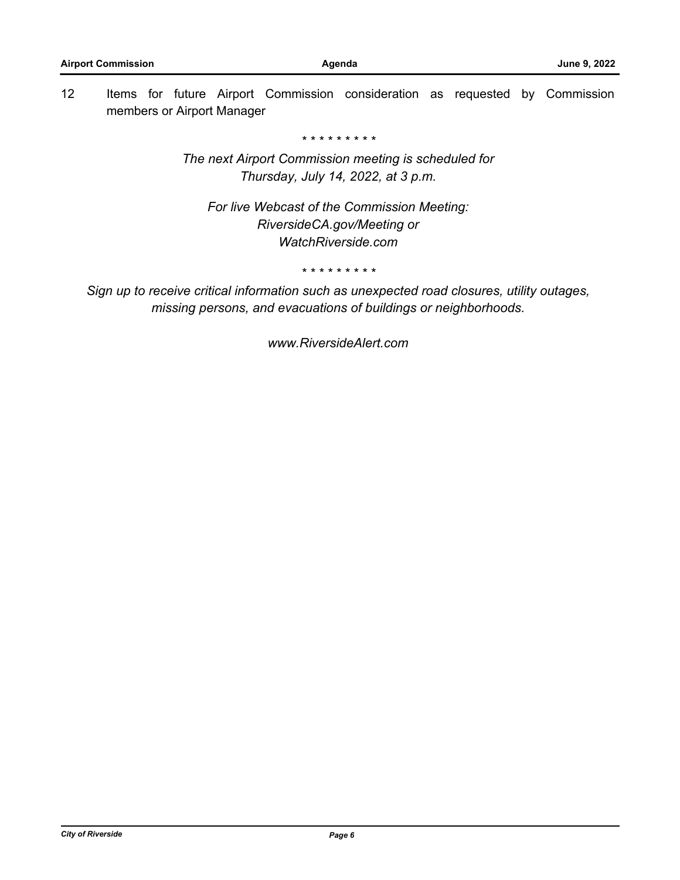12 Items for future Airport Commission consideration as requested by Commission members or Airport Manager

* * * * * * * * *

*The next Airport Commission meeting is scheduled for Thursday, July 14, 2022, at 3 p.m.*

*For live Webcast of the Commission Meeting: RiversideCA.gov/Meeting or WatchRiverside.com*

* * * * * * * * *

*Sign up to receive critical information such as unexpected road closures, utility outages, missing persons, and evacuations of buildings or neighborhoods.*

*www.RiversideAlert.com*